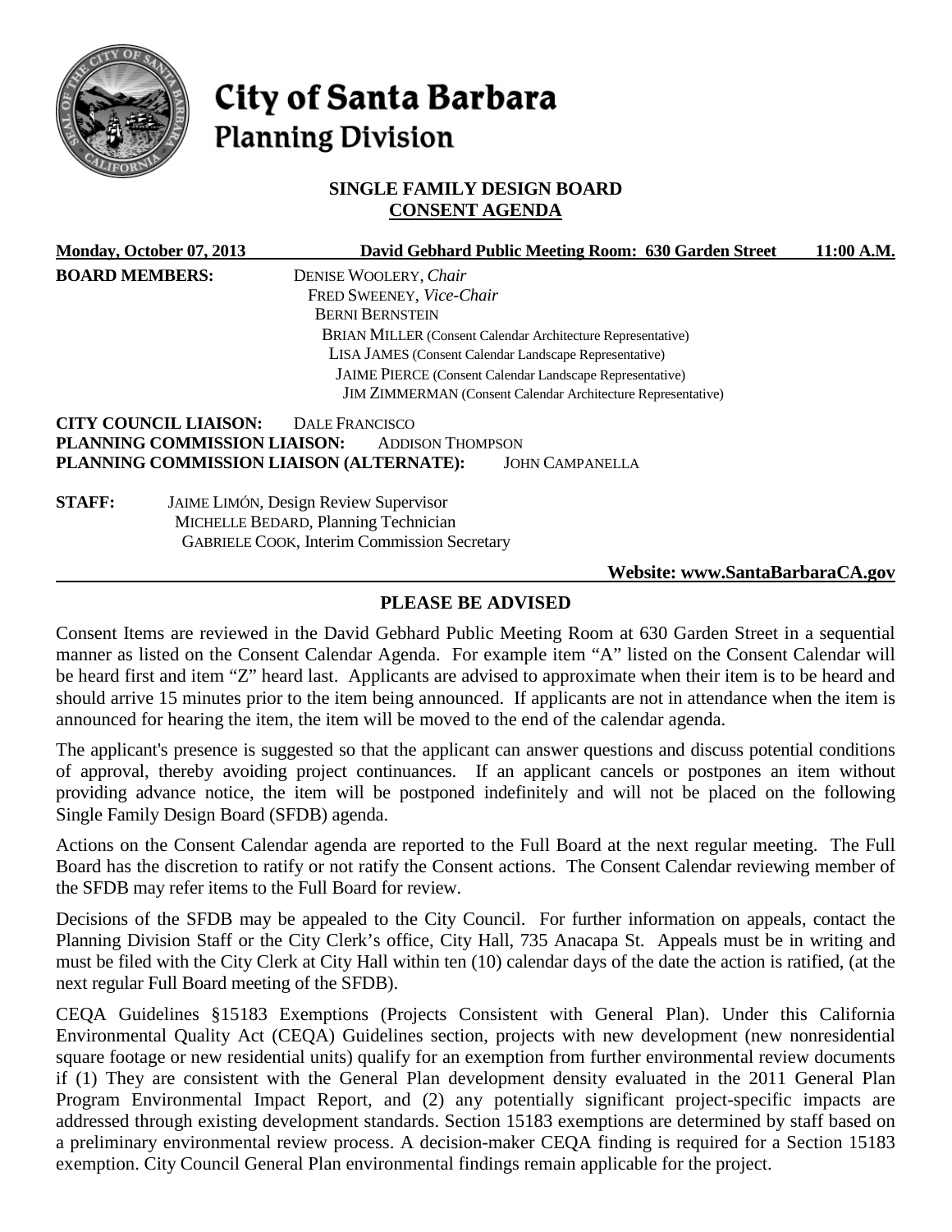# City of Santa Barbara
## Planning Division

### SINGLE FAMILY DESIGN BOARD
### CONSENT AGENDA

**Monday, October 07, 2013** **David Gebhard Public Meeting Room: 630 Garden Street** **11:00 A.M.**

**BOARD MEMBERS:**
DENISE WOOLERY, *Chair*
FRED SWEENEY, *Vice-Chair*
BERNI BERNSTEIN
BRIAN MILLER (Consent Calendar Architecture Representative)
LISA JAMES (Consent Calendar Landscape Representative)
JAIME PIERCE (Consent Calendar Landscape Representative)
JIM ZIMMERMAN (Consent Calendar Architecture Representative)

**CITY COUNCIL LIAISON:** DALE FRANCISCO
**PLANNING COMMISSION LIAISON:** ADDISON THOMPSON
**PLANNING COMMISSION LIAISON (ALTERNATE):** JOHN CAMPANELLA

**STAFF:**
JAIME LIMÓN, Design Review Supervisor
MICHELLE BEDARD, Planning Technician
GABRIELE COOK, Interim Commission Secretary

**Website: www.SantaBarbaraCA.gov**

### PLEASE BE ADVISED

Consent Items are reviewed in the David Gebhard Public Meeting Room at 630 Garden Street in a sequential manner as listed on the Consent Calendar Agenda. For example item "A" listed on the Consent Calendar will be heard first and item "Z" heard last. Applicants are advised to approximate when their item is to be heard and should arrive 15 minutes prior to the item being announced. If applicants are not in attendance when the item is announced for hearing the item, the item will be moved to the end of the calendar agenda.

The applicant's presence is suggested so that the applicant can answer questions and discuss potential conditions of approval, thereby avoiding project continuances. If an applicant cancels or postpones an item without providing advance notice, the item will be postponed indefinitely and will not be placed on the following Single Family Design Board (SFDB) agenda.

Actions on the Consent Calendar agenda are reported to the Full Board at the next regular meeting. The Full Board has the discretion to ratify or not ratify the Consent actions. The Consent Calendar reviewing member of the SFDB may refer items to the Full Board for review.

Decisions of the SFDB may be appealed to the City Council. For further information on appeals, contact the Planning Division Staff or the City Clerk's office, City Hall, 735 Anacapa St. Appeals must be in writing and must be filed with the City Clerk at City Hall within ten (10) calendar days of the date the action is ratified, (at the next regular Full Board meeting of the SFDB).

CEQA Guidelines §15183 Exemptions (Projects Consistent with General Plan). Under this California Environmental Quality Act (CEQA) Guidelines section, projects with new development (new nonresidential square footage or new residential units) qualify for an exemption from further environmental review documents if (1) They are consistent with the General Plan development density evaluated in the 2011 General Plan Program Environmental Impact Report, and (2) any potentially significant project-specific impacts are addressed through existing development standards. Section 15183 exemptions are determined by staff based on a preliminary environmental review process. A decision-maker CEQA finding is required for a Section 15183 exemption. City Council General Plan environmental findings remain applicable for the project.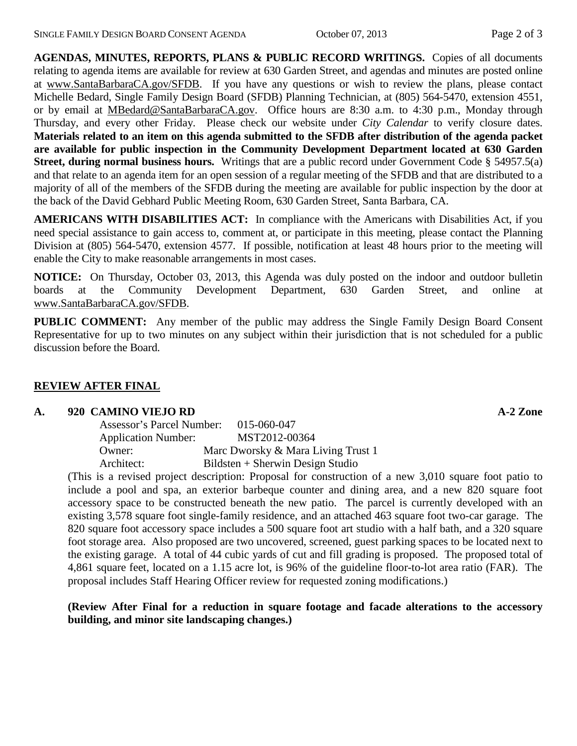**AGENDAS, MINUTES, REPORTS, PLANS & PUBLIC RECORD WRITINGS.** Copies of all documents relating to agenda items are available for review at 630 Garden Street, and agendas and minutes are posted online at www.SantaBarbaraCA.gov/SFDB. If you have any questions or wish to review the plans, please contact Michelle Bedard, Single Family Design Board (SFDB) Planning Technician, at (805) 564-5470, extension 4551, or by email at MBedard@SantaBarbaraCA.gov. Office hours are 8:30 a.m. to 4:30 p.m., Monday through Thursday, and every other Friday. Please check our website under *City Calendar* to verify closure dates. **Materials related to an item on this agenda submitted to the SFDB after distribution of the agenda packet are available for public inspection in the Community Development Department located at 630 Garden Street, during normal business hours.** Writings that are a public record under Government Code § 54957.5(a) and that relate to an agenda item for an open session of a regular meeting of the SFDB and that are distributed to a majority of all of the members of the SFDB during the meeting are available for public inspection by the door at the back of the David Gebhard Public Meeting Room, 630 Garden Street, Santa Barbara, CA.

**AMERICANS WITH DISABILITIES ACT:** In compliance with the Americans with Disabilities Act, if you need special assistance to gain access to, comment at, or participate in this meeting, please contact the Planning Division at (805) 564-5470, extension 4577. If possible, notification at least 48 hours prior to the meeting will enable the City to make reasonable arrangements in most cases.

**NOTICE:** On Thursday, October 03, 2013, this Agenda was duly posted on the indoor and outdoor bulletin boards at the Community Development Department, 630 Garden Street, and online at www.SantaBarbaraCA.gov/SFDB.

**PUBLIC COMMENT:** Any member of the public may address the Single Family Design Board Consent Representative for up to two minutes on any subject within their jurisdiction that is not scheduled for a public discussion before the Board.

## REVIEW AFTER FINAL

**A. 920 CAMINO VIEJO RD** **A-2 Zone**

Assessor's Parcel Number: 015-060-047
Application Number: MST2012-00364
Owner: Marc Dworsky & Mara Living Trust 1
Architect: Bildsten + Sherwin Design Studio

(This is a revised project description: Proposal for construction of a new 3,010 square foot patio to include a pool and spa, an exterior barbeque counter and dining area, and a new 820 square foot accessory space to be constructed beneath the new patio. The parcel is currently developed with an existing 3,578 square foot single-family residence, and an attached 463 square foot two-car garage. The 820 square foot accessory space includes a 500 square foot art studio with a half bath, and a 320 square foot storage area. Also proposed are two uncovered, screened, guest parking spaces to be located next to the existing garage. A total of 44 cubic yards of cut and fill grading is proposed. The proposed total of 4,861 square feet, located on a 1.15 acre lot, is 96% of the guideline floor-to-lot area ratio (FAR). The proposal includes Staff Hearing Officer review for requested zoning modifications.)

**(Review After Final for a reduction in square footage and facade alterations to the accessory building, and minor site landscaping changes.)**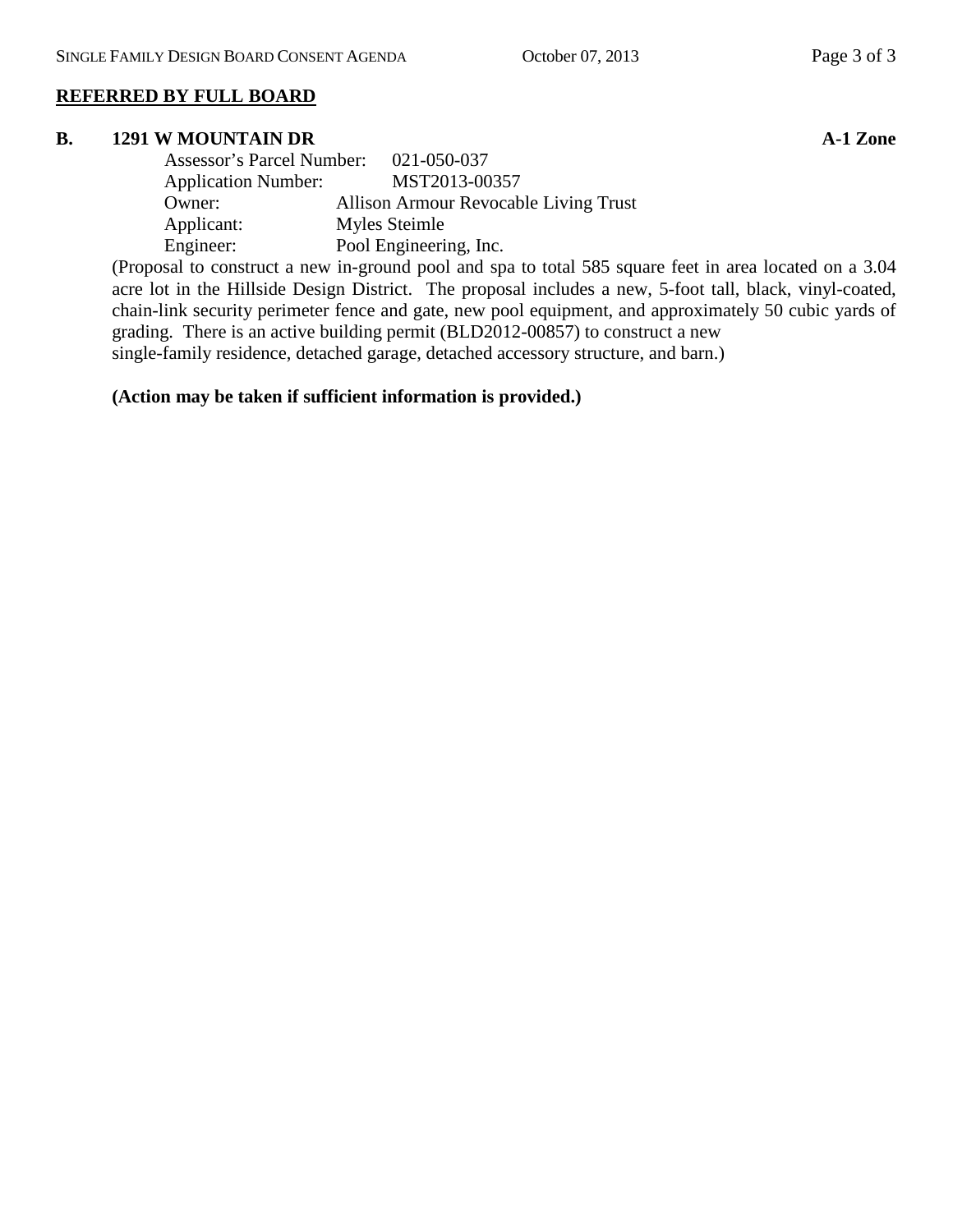**REFERRED BY FULL BOARD**

**B. 1291 W MOUNTAIN DR** **A-1 Zone**

Assessor's Parcel Number: 021-050-037
Application Number: MST2013-00357
Owner: Allison Armour Revocable Living Trust
Applicant: Myles Steimle
Engineer: Pool Engineering, Inc.

(Proposal to construct a new in-ground pool and spa to total 585 square feet in area located on a 3.04 acre lot in the Hillside Design District. The proposal includes a new, 5-foot tall, black, vinyl-coated, chain-link security perimeter fence and gate, new pool equipment, and approximately 50 cubic yards of grading. There is an active building permit (BLD2012-00857) to construct a new single-family residence, detached garage, detached accessory structure, and barn.)

**(Action may be taken if sufficient information is provided.)**